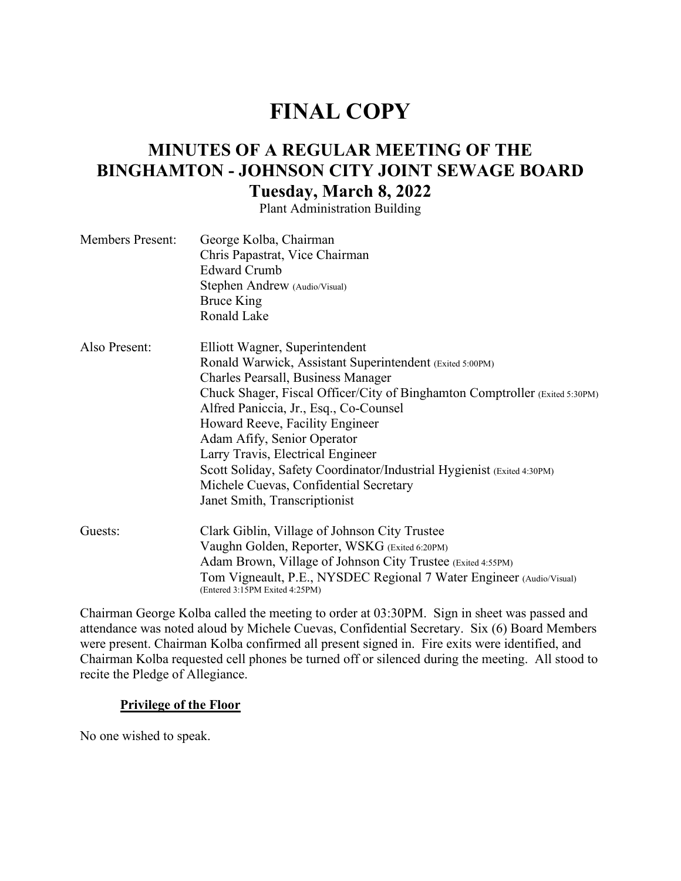# FINAL COPY

## MINUTES OF A REGULAR MEETING OF THE BINGHAMTON - JOHNSON CITY JOINT SEWAGE BOARD

## Tuesday, March 8, 2022

Plant Administration Building

Members Present:
- George Kolba, Chairman
- Chris Papastrat, Vice Chairman
- Edward Crumb
- Stephen Andrew (Audio/Visual)
- Bruce King
- Ronald Lake

Also Present:
- Elliott Wagner, Superintendent
- Ronald Warwick, Assistant Superintendent (Exited 5:00PM)
- Charles Pearsall, Business Manager
- Chuck Shager, Fiscal Officer/City of Binghamton Comptroller (Exited 5:30PM)
- Alfred Paniccia, Jr., Esq., Co-Counsel
- Howard Reeve, Facility Engineer
- Adam Afify, Senior Operator
- Larry Travis, Electrical Engineer
- Scott Soliday, Safety Coordinator/Industrial Hygienist (Exited 4:30PM)
- Michele Cuevas, Confidential Secretary
- Janet Smith, Transcriptionist

Guests:
- Clark Giblin, Village of Johnson City Trustee
- Vaughn Golden, Reporter, WSKG (Exited 6:20PM)
- Adam Brown, Village of Johnson City Trustee (Exited 4:55PM)
- Tom Vigneault, P.E., NYSDEC Regional 7 Water Engineer (Audio/Visual) (Entered 3:15PM Exited 4:25PM)

Chairman George Kolba called the meeting to order at 03:30PM. Sign in sheet was passed and attendance was noted aloud by Michele Cuevas, Confidential Secretary. Six (6) Board Members were present. Chairman Kolba confirmed all present signed in. Fire exits were identified, and Chairman Kolba requested cell phones be turned off or silenced during the meeting. All stood to recite the Pledge of Allegiance.

**Privilege of the Floor**

No one wished to speak.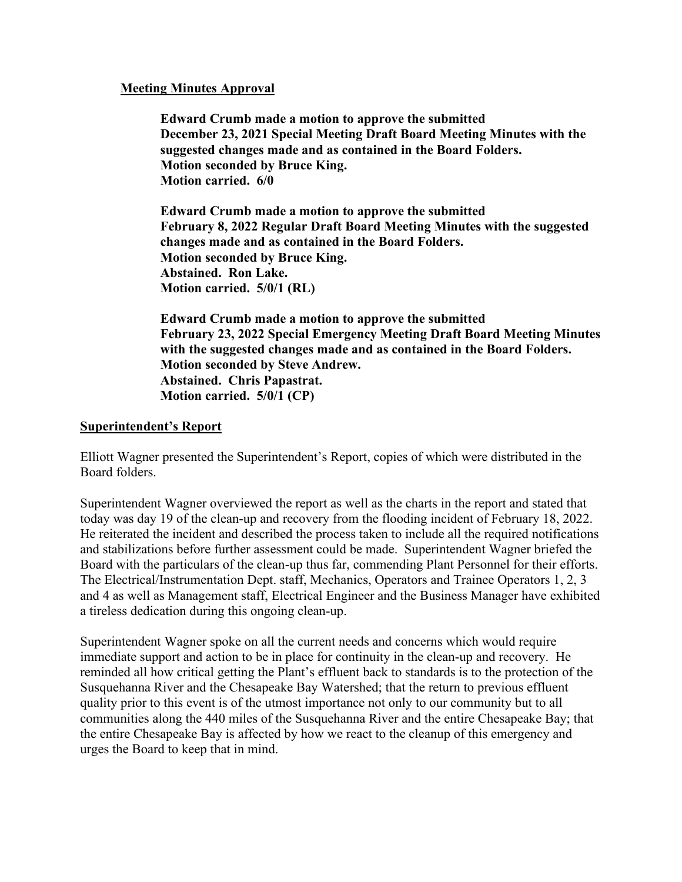## Meeting Minutes Approval

**Edward Crumb made a motion to approve the submitted December 23, 2021 Special Meeting Draft Board Meeting Minutes with the suggested changes made and as contained in the Board Folders.**
**Motion seconded by Bruce King.**
**Motion carried. 6/0**

**Edward Crumb made a motion to approve the submitted February 8, 2022 Regular Draft Board Meeting Minutes with the suggested changes made and as contained in the Board Folders.**
**Motion seconded by Bruce King.**
**Abstained. Ron Lake.**
**Motion carried. 5/0/1 (RL)**

**Edward Crumb made a motion to approve the submitted February 23, 2022 Special Emergency Meeting Draft Board Meeting Minutes with the suggested changes made and as contained in the Board Folders.**
**Motion seconded by Steve Andrew.**
**Abstained. Chris Papastrat.**
**Motion carried. 5/0/1 (CP)**

## Superintendent's Report

Elliott Wagner presented the Superintendent's Report, copies of which were distributed in the Board folders.

Superintendent Wagner overviewed the report as well as the charts in the report and stated that today was day 19 of the clean-up and recovery from the flooding incident of February 18, 2022. He reiterated the incident and described the process taken to include all the required notifications and stabilizations before further assessment could be made. Superintendent Wagner briefed the Board with the particulars of the clean-up thus far, commending Plant Personnel for their efforts. The Electrical/Instrumentation Dept. staff, Mechanics, Operators and Trainee Operators 1, 2, 3 and 4 as well as Management staff, Electrical Engineer and the Business Manager have exhibited a tireless dedication during this ongoing clean-up.

Superintendent Wagner spoke on all the current needs and concerns which would require immediate support and action to be in place for continuity in the clean-up and recovery. He reminded all how critical getting the Plant's effluent back to standards is to the protection of the Susquehanna River and the Chesapeake Bay Watershed; that the return to previous effluent quality prior to this event is of the utmost importance not only to our community but to all communities along the 440 miles of the Susquehanna River and the entire Chesapeake Bay; that the entire Chesapeake Bay is affected by how we react to the cleanup of this emergency and urges the Board to keep that in mind.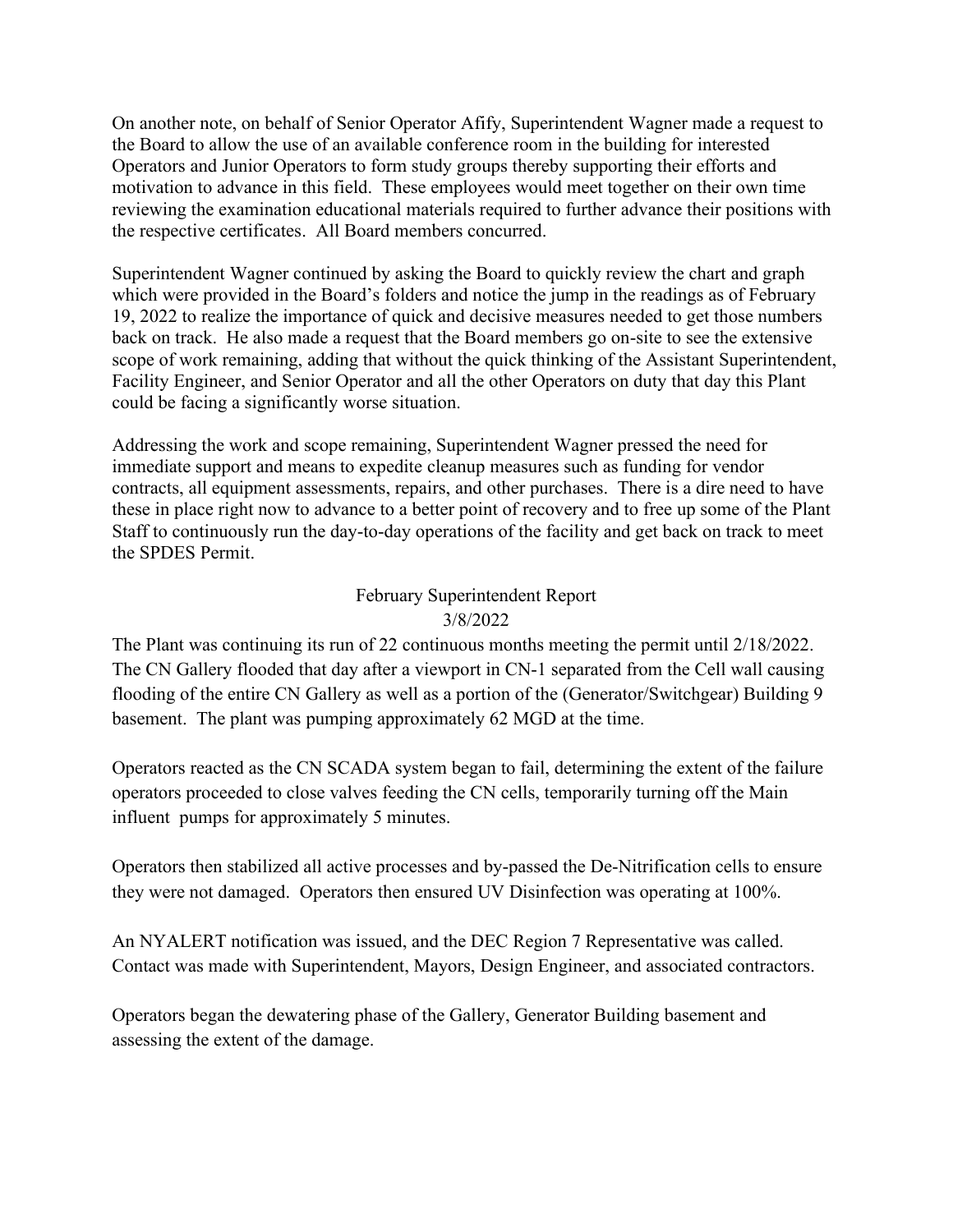On another note, on behalf of Senior Operator Afify, Superintendent Wagner made a request to the Board to allow the use of an available conference room in the building for interested Operators and Junior Operators to form study groups thereby supporting their efforts and motivation to advance in this field. These employees would meet together on their own time reviewing the examination educational materials required to further advance their positions with the respective certificates. All Board members concurred.

Superintendent Wagner continued by asking the Board to quickly review the chart and graph which were provided in the Board's folders and notice the jump in the readings as of February 19, 2022 to realize the importance of quick and decisive measures needed to get those numbers back on track. He also made a request that the Board members go on-site to see the extensive scope of work remaining, adding that without the quick thinking of the Assistant Superintendent, Facility Engineer, and Senior Operator and all the other Operators on duty that day this Plant could be facing a significantly worse situation.

Addressing the work and scope remaining, Superintendent Wagner pressed the need for immediate support and means to expedite cleanup measures such as funding for vendor contracts, all equipment assessments, repairs, and other purchases. There is a dire need to have these in place right now to advance to a better point of recovery and to free up some of the Plant Staff to continuously run the day-to-day operations of the facility and get back on track to meet the SPDES Permit.

## February Superintendent Report
### 3/8/2022

The Plant was continuing its run of 22 continuous months meeting the permit until 2/18/2022. The CN Gallery flooded that day after a viewport in CN-1 separated from the Cell wall causing flooding of the entire CN Gallery as well as a portion of the (Generator/Switchgear) Building 9 basement. The plant was pumping approximately 62 MGD at the time.

Operators reacted as the CN SCADA system began to fail, determining the extent of the failure operators proceeded to close valves feeding the CN cells, temporarily turning off the Main influent pumps for approximately 5 minutes.

Operators then stabilized all active processes and by-passed the De-Nitrification cells to ensure they were not damaged. Operators then ensured UV Disinfection was operating at 100%.

An NYALERT notification was issued, and the DEC Region 7 Representative was called. Contact was made with Superintendent, Mayors, Design Engineer, and associated contractors.

Operators began the dewatering phase of the Gallery, Generator Building basement and assessing the extent of the damage.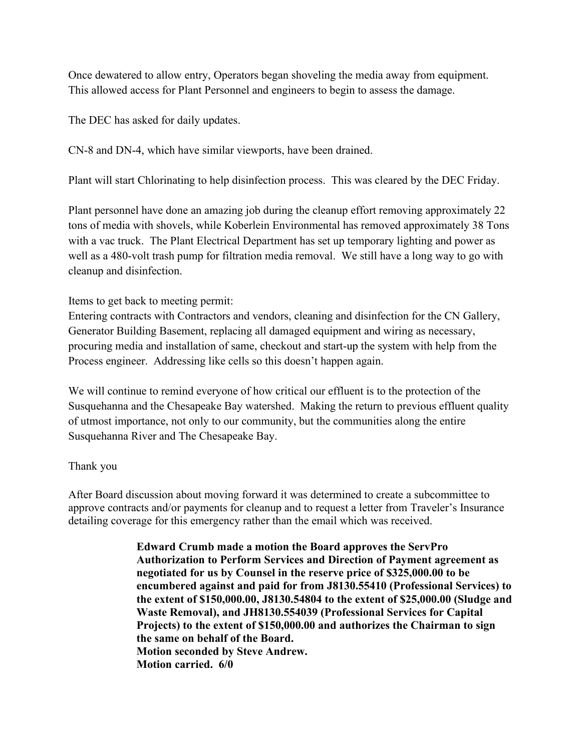Once dewatered to allow entry, Operators began shoveling the media away from equipment. This allowed access for Plant Personnel and engineers to begin to assess the damage.

The DEC has asked for daily updates.

CN-8 and DN-4, which have similar viewports, have been drained.

Plant will start Chlorinating to help disinfection process. This was cleared by the DEC Friday.

Plant personnel have done an amazing job during the cleanup effort removing approximately 22 tons of media with shovels, while Koberlein Environmental has removed approximately 38 Tons with a vac truck. The Plant Electrical Department has set up temporary lighting and power as well as a 480-volt trash pump for filtration media removal. We still have a long way to go with cleanup and disinfection.

Items to get back to meeting permit:
Entering contracts with Contractors and vendors, cleaning and disinfection for the CN Gallery, Generator Building Basement, replacing all damaged equipment and wiring as necessary, procuring media and installation of same, checkout and start-up the system with help from the Process engineer. Addressing like cells so this doesn't happen again.

We will continue to remind everyone of how critical our effluent is to the protection of the Susquehanna and the Chesapeake Bay watershed. Making the return to previous effluent quality of utmost importance, not only to our community, but the communities along the entire Susquehanna River and The Chesapeake Bay.

Thank you

After Board discussion about moving forward it was determined to create a subcommittee to approve contracts and/or payments for cleanup and to request a letter from Traveler's Insurance detailing coverage for this emergency rather than the email which was received.

> **Edward Crumb made a motion the Board approves the ServPro Authorization to Perform Services and Direction of Payment agreement as negotiated for us by Counsel in the reserve price of $325,000.00 to be encumbered against and paid for from J8130.55410 (Professional Services) to the extent of $150,000.00, J8130.54804 to the extent of $25,000.00 (Sludge and Waste Removal), and JH8130.554039 (Professional Services for Capital Projects) to the extent of $150,000.00 and authorizes the Chairman to sign the same on behalf of the Board.**
> **Motion seconded by Steve Andrew.**
> **Motion carried. 6/0**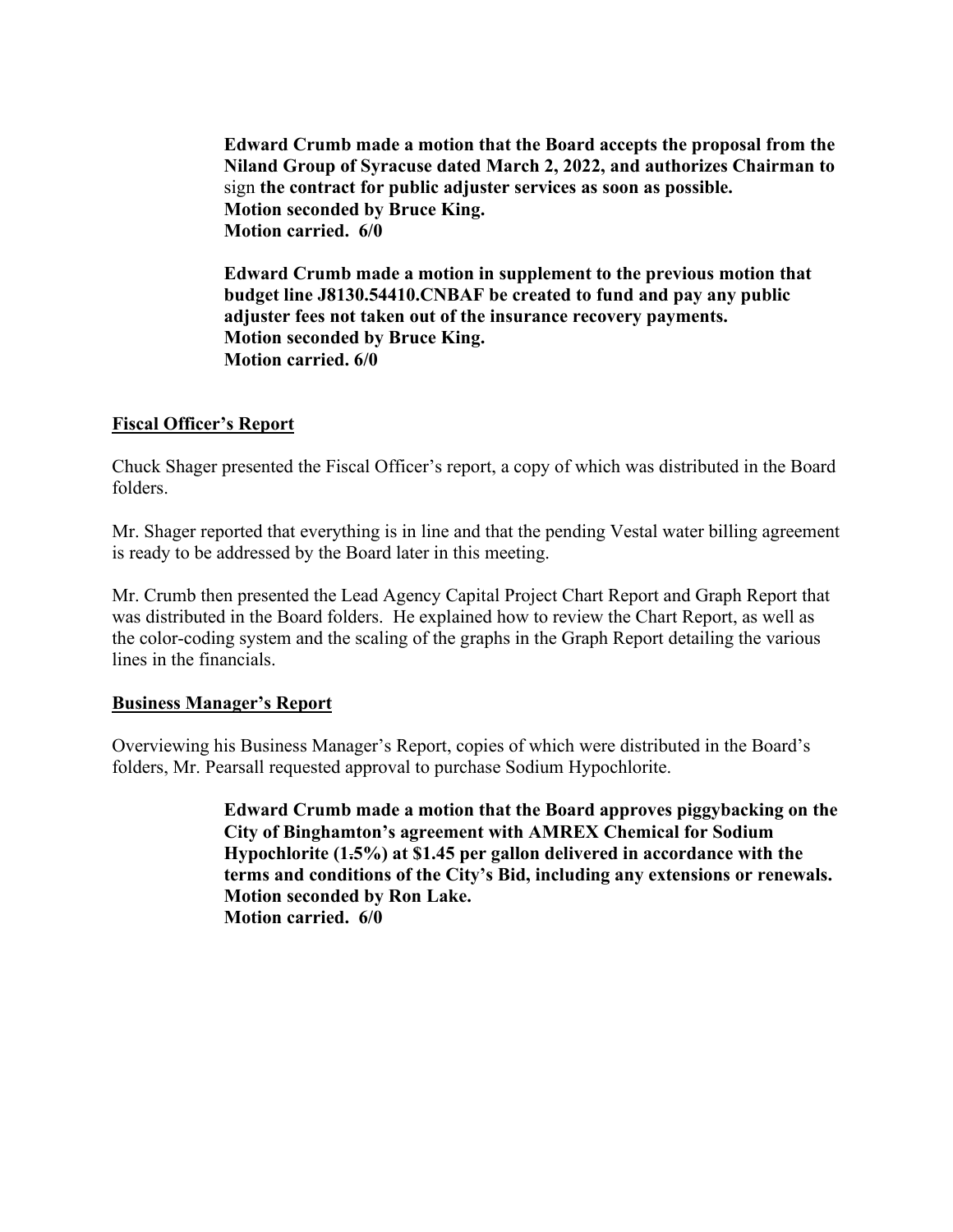**Edward Crumb made a motion that the Board accepts the proposal from the Niland Group of Syracuse dated March 2, 2022, and authorizes Chairman to** sign **the contract for public adjuster services as soon as possible.**
**Motion seconded by Bruce King.**
**Motion carried. 6/0**

**Edward Crumb made a motion in supplement to the previous motion that budget line J8130.54410.CNBAF be created to fund and pay any public adjuster fees not taken out of the insurance recovery payments.**
**Motion seconded by Bruce King.**
**Motion carried. 6/0**

## Fiscal Officer's Report

Chuck Shager presented the Fiscal Officer's report, a copy of which was distributed in the Board folders.

Mr. Shager reported that everything is in line and that the pending Vestal water billing agreement is ready to be addressed by the Board later in this meeting.

Mr. Crumb then presented the Lead Agency Capital Project Chart Report and Graph Report that was distributed in the Board folders. He explained how to review the Chart Report, as well as the color-coding system and the scaling of the graphs in the Graph Report detailing the various lines in the financials.

## Business Manager's Report

Overviewing his Business Manager's Report, copies of which were distributed in the Board's folders, Mr. Pearsall requested approval to purchase Sodium Hypochlorite.

**Edward Crumb made a motion that the Board approves piggybacking on the City of Binghamton's agreement with AMREX Chemical for Sodium Hypochlorite (1.5%) at $1.45 per gallon delivered in accordance with the terms and conditions of the City's Bid, including any extensions or renewals.**
**Motion seconded by Ron Lake.**
**Motion carried. 6/0**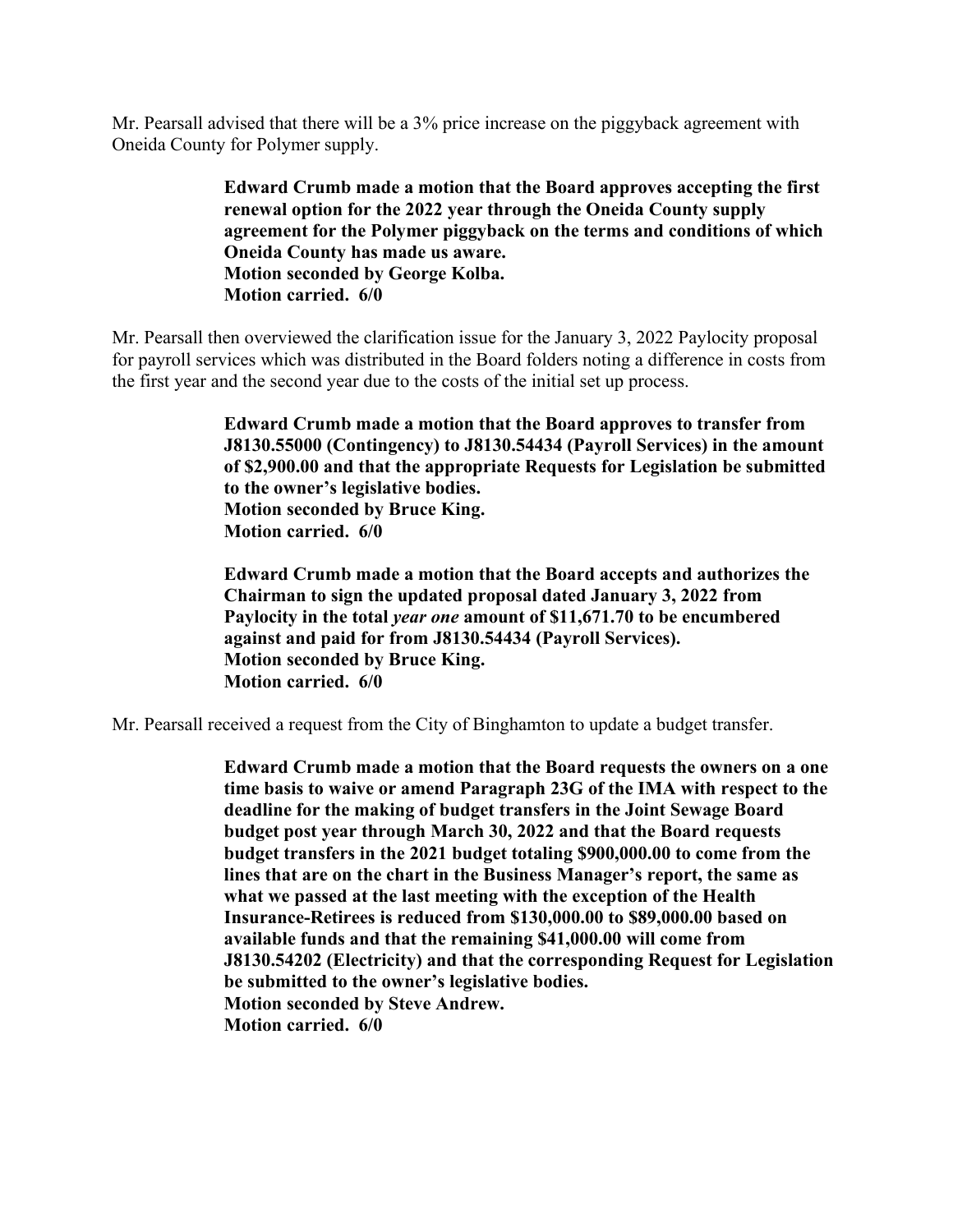Mr. Pearsall advised that there will be a 3% price increase on the piggyback agreement with Oneida County for Polymer supply.

> **Edward Crumb made a motion that the Board approves accepting the first renewal option for the 2022 year through the Oneida County supply agreement for the Polymer piggyback on the terms and conditions of which Oneida County has made us aware.**
> **Motion seconded by George Kolba.**
> **Motion carried. 6/0**

Mr. Pearsall then overviewed the clarification issue for the January 3, 2022 Paylocity proposal for payroll services which was distributed in the Board folders noting a difference in costs from the first year and the second year due to the costs of the initial set up process.

> **Edward Crumb made a motion that the Board approves to transfer from J8130.55000 (Contingency) to J8130.54434 (Payroll Services) in the amount of $2,900.00 and that the appropriate Requests for Legislation be submitted to the owner's legislative bodies.**
> **Motion seconded by Bruce King.**
> **Motion carried. 6/0**

> **Edward Crumb made a motion that the Board accepts and authorizes the Chairman to sign the updated proposal dated January 3, 2022 from Paylocity in the total *year one* amount of $11,671.70 to be encumbered against and paid for from J8130.54434 (Payroll Services).**
> **Motion seconded by Bruce King.**
> **Motion carried. 6/0**

Mr. Pearsall received a request from the City of Binghamton to update a budget transfer.

> **Edward Crumb made a motion that the Board requests the owners on a one time basis to waive or amend Paragraph 23G of the IMA with respect to the deadline for the making of budget transfers in the Joint Sewage Board budget post year through March 30, 2022 and that the Board requests budget transfers in the 2021 budget totaling $900,000.00 to come from the lines that are on the chart in the Business Manager's report, the same as what we passed at the last meeting with the exception of the Health Insurance-Retirees is reduced from $130,000.00 to $89,000.00 based on available funds and that the remaining $41,000.00 will come from J8130.54202 (Electricity) and that the corresponding Request for Legislation be submitted to the owner's legislative bodies.**
> **Motion seconded by Steve Andrew.**
> **Motion carried. 6/0**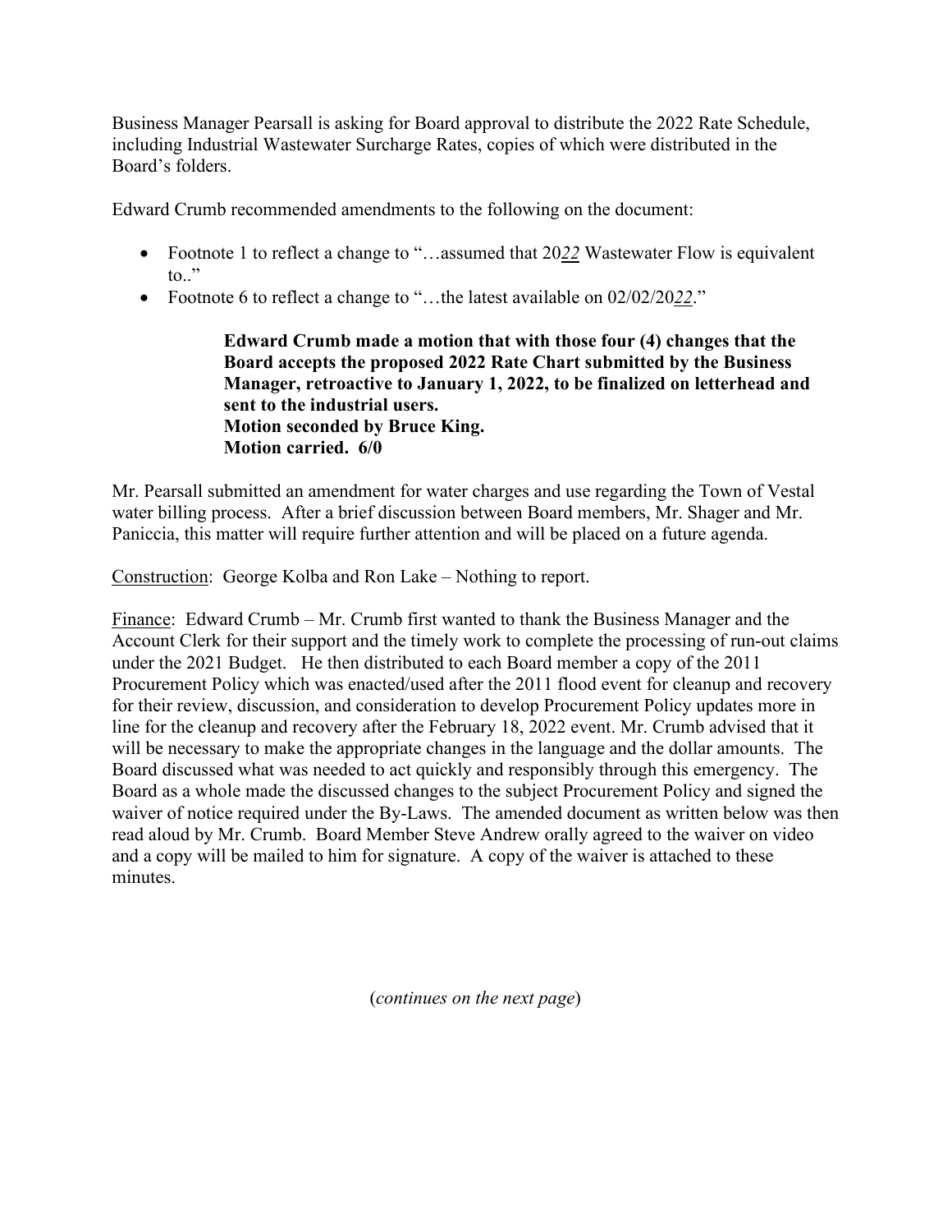Business Manager Pearsall is asking for Board approval to distribute the 2022 Rate Schedule, including Industrial Wastewater Surcharge Rates, copies of which were distributed in the Board's folders.

Edward Crumb recommended amendments to the following on the document:

- Footnote 1 to reflect a change to "…assumed that 20***22*** Wastewater Flow is equivalent to.."
- Footnote 6 to reflect a change to "…the latest available on 02/02/20***22***."

> **Edward Crumb made a motion that with those four (4) changes that the Board accepts the proposed 2022 Rate Chart submitted by the Business Manager, retroactive to January 1, 2022, to be finalized on letterhead and sent to the industrial users.**
> **Motion seconded by Bruce King.**
> **Motion carried. 6/0**

Mr. Pearsall submitted an amendment for water charges and use regarding the Town of Vestal water billing process. After a brief discussion between Board members, Mr. Shager and Mr. Paniccia, this matter will require further attention and will be placed on a future agenda.

<u>Construction</u>: George Kolba and Ron Lake – Nothing to report.

<u>Finance</u>: Edward Crumb – Mr. Crumb first wanted to thank the Business Manager and the Account Clerk for their support and the timely work to complete the processing of run-out claims under the 2021 Budget. He then distributed to each Board member a copy of the 2011 Procurement Policy which was enacted/used after the 2011 flood event for cleanup and recovery for their review, discussion, and consideration to develop Procurement Policy updates more in line for the cleanup and recovery after the February 18, 2022 event. Mr. Crumb advised that it will be necessary to make the appropriate changes in the language and the dollar amounts. The Board discussed what was needed to act quickly and responsibly through this emergency. The Board as a whole made the discussed changes to the subject Procurement Policy and signed the waiver of notice required under the By-Laws. The amended document as written below was then read aloud by Mr. Crumb. Board Member Steve Andrew orally agreed to the waiver on video and a copy will be mailed to him for signature. A copy of the waiver is attached to these minutes.

(*continues on the next page*)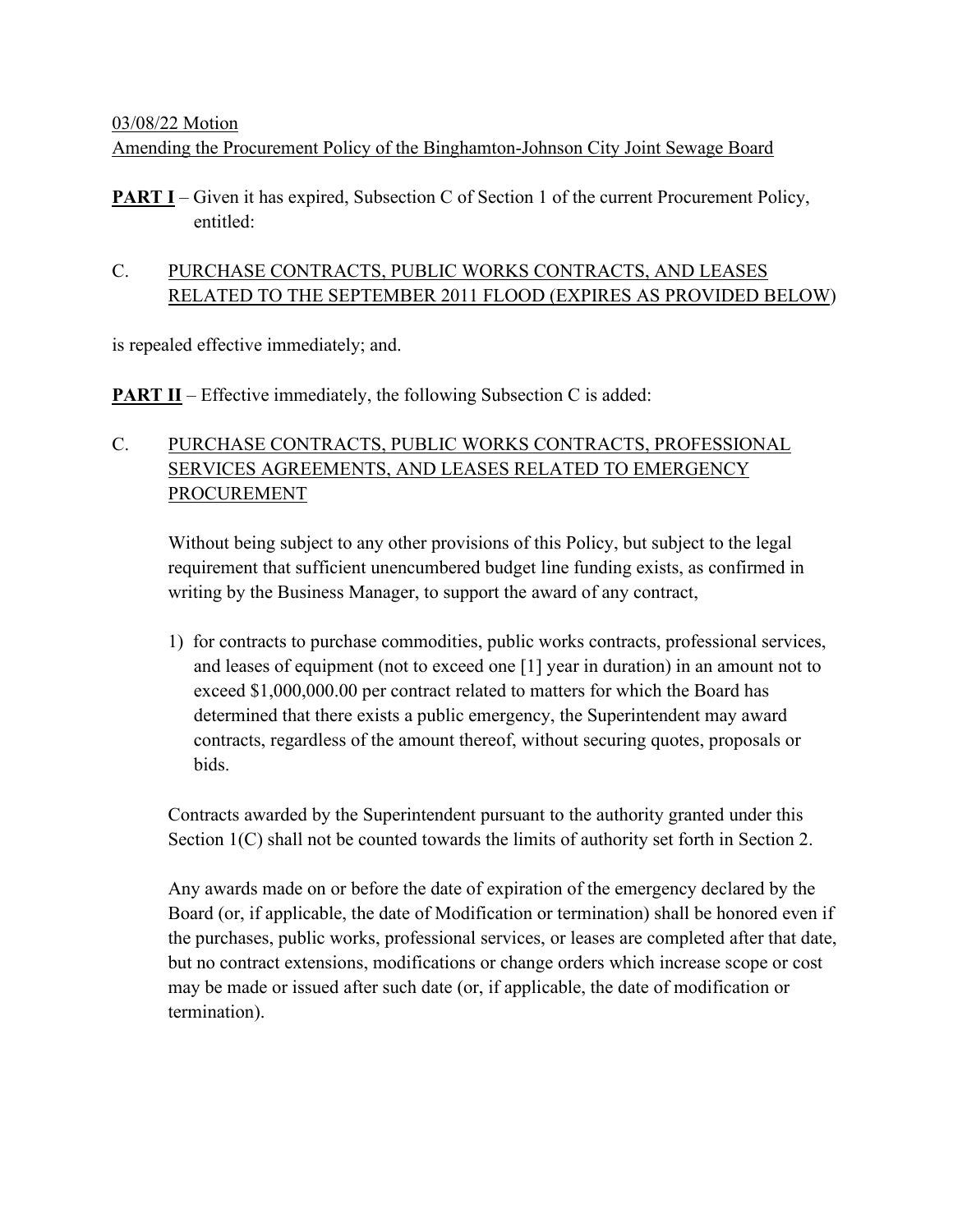<u>03/08/22 Motion</u>

<u>Amending the Procurement Policy of the Binghamton-Johnson City Joint Sewage Board</u>

**<u>PART I</u>** – Given it has expired, Subsection C of Section 1 of the current Procurement Policy, entitled:

C. <u>PURCHASE CONTRACTS, PUBLIC WORKS CONTRACTS, AND LEASES RELATED TO THE SEPTEMBER 2011 FLOOD (EXPIRES AS PROVIDED BELOW</u>)

is repealed effective immediately; and.

**<u>PART II</u>** – Effective immediately, the following Subsection C is added:

C. <u>PURCHASE CONTRACTS, PUBLIC WORKS CONTRACTS, PROFESSIONAL SERVICES AGREEMENTS, AND LEASES RELATED TO EMERGENCY PROCUREMENT</u>

Without being subject to any other provisions of this Policy, but subject to the legal requirement that sufficient unencumbered budget line funding exists, as confirmed in writing by the Business Manager, to support the award of any contract,

1) for contracts to purchase commodities, public works contracts, professional services, and leases of equipment (not to exceed one [1] year in duration) in an amount not to exceed $1,000,000.00 per contract related to matters for which the Board has determined that there exists a public emergency, the Superintendent may award contracts, regardless of the amount thereof, without securing quotes, proposals or bids.

Contracts awarded by the Superintendent pursuant to the authority granted under this Section 1(C) shall not be counted towards the limits of authority set forth in Section 2.

Any awards made on or before the date of expiration of the emergency declared by the Board (or, if applicable, the date of Modification or termination) shall be honored even if the purchases, public works, professional services, or leases are completed after that date, but no contract extensions, modifications or change orders which increase scope or cost may be made or issued after such date (or, if applicable, the date of modification or termination).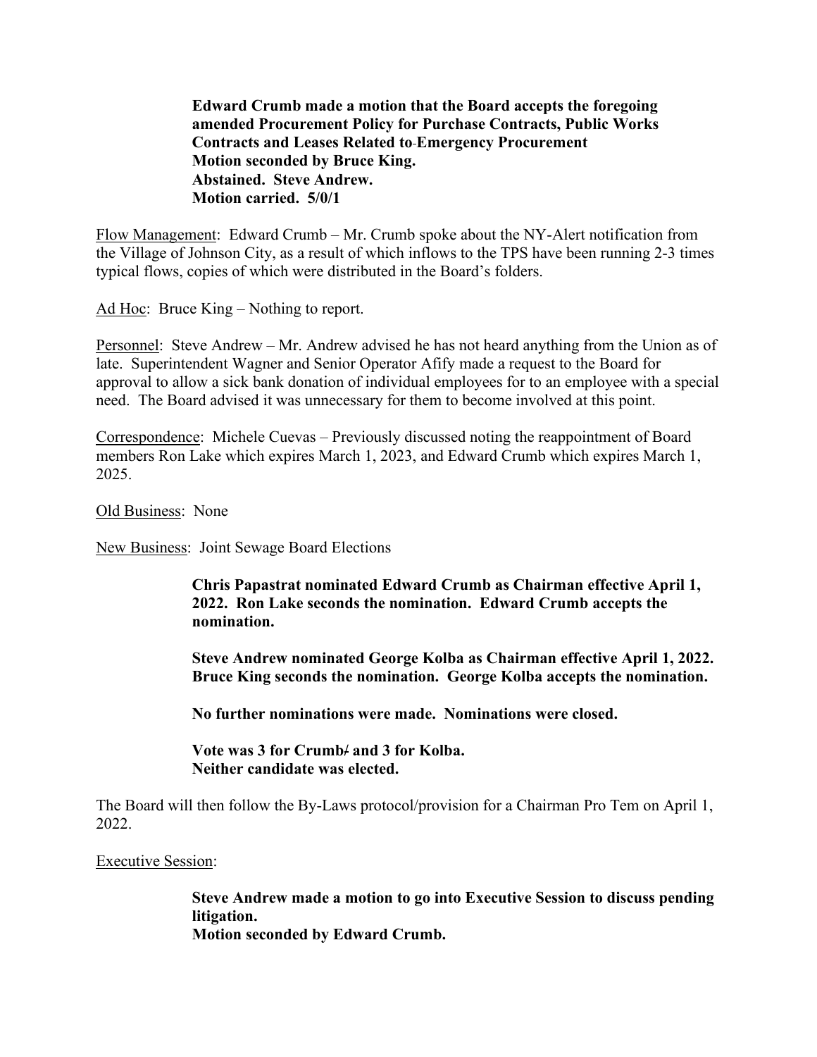**Edward Crumb made a motion that the Board accepts the foregoing amended Procurement Policy for Purchase Contracts, Public Works Contracts and Leases Related to Emergency Procurement**
**Motion seconded by Bruce King.**
**Abstained. Steve Andrew.**
**Motion carried. 5/0/1**

Flow Management: Edward Crumb – Mr. Crumb spoke about the NY-Alert notification from the Village of Johnson City, as a result of which inflows to the TPS have been running 2-3 times typical flows, copies of which were distributed in the Board's folders.

Ad Hoc: Bruce King – Nothing to report.

Personnel: Steve Andrew – Mr. Andrew advised he has not heard anything from the Union as of late. Superintendent Wagner and Senior Operator Afify made a request to the Board for approval to allow a sick bank donation of individual employees for to an employee with a special need. The Board advised it was unnecessary for them to become involved at this point.

Correspondence: Michele Cuevas – Previously discussed noting the reappointment of Board members Ron Lake which expires March 1, 2023, and Edward Crumb which expires March 1, 2025.

Old Business: None

New Business: Joint Sewage Board Elections

**Chris Papastrat nominated Edward Crumb as Chairman effective April 1, 2022. Ron Lake seconds the nomination. Edward Crumb accepts the nomination.**

**Steve Andrew nominated George Kolba as Chairman effective April 1, 2022. Bruce King seconds the nomination. George Kolba accepts the nomination.**

**No further nominations were made. Nominations were closed.**

**Vote was 3 for Crumb and 3 for Kolba.**
**Neither candidate was elected.**

The Board will then follow the By-Laws protocol/provision for a Chairman Pro Tem on April 1, 2022.

Executive Session:

**Steve Andrew made a motion to go into Executive Session to discuss pending litigation.**
**Motion seconded by Edward Crumb.**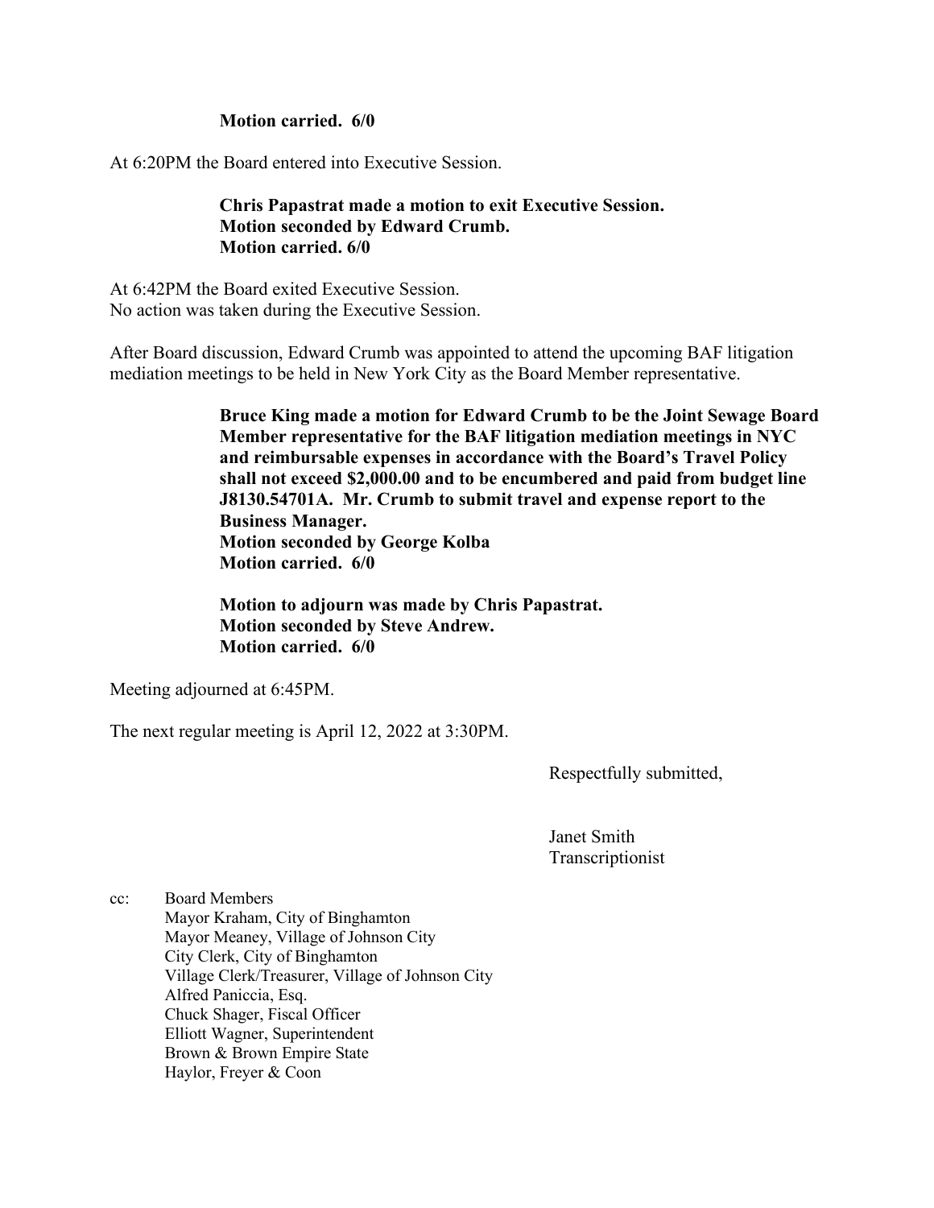**Motion carried. 6/0**

At 6:20PM the Board entered into Executive Session.

**Chris Papastrat made a motion to exit Executive Session.**
**Motion seconded by Edward Crumb.**
**Motion carried. 6/0**

At 6:42PM the Board exited Executive Session.
No action was taken during the Executive Session.

After Board discussion, Edward Crumb was appointed to attend the upcoming BAF litigation mediation meetings to be held in New York City as the Board Member representative.

**Bruce King made a motion for Edward Crumb to be the Joint Sewage Board Member representative for the BAF litigation mediation meetings in NYC and reimbursable expenses in accordance with the Board's Travel Policy shall not exceed $2,000.00 and to be encumbered and paid from budget line J8130.54701A. Mr. Crumb to submit travel and expense report to the Business Manager.**
**Motion seconded by George Kolba**
**Motion carried. 6/0**

**Motion to adjourn was made by Chris Papastrat.**
**Motion seconded by Steve Andrew.**
**Motion carried. 6/0**

Meeting adjourned at 6:45PM.

The next regular meeting is April 12, 2022 at 3:30PM.

Respectfully submitted,

Janet Smith
Transcriptionist

cc: Board Members
Mayor Kraham, City of Binghamton
Mayor Meaney, Village of Johnson City
City Clerk, City of Binghamton
Village Clerk/Treasurer, Village of Johnson City
Alfred Paniccia, Esq.
Chuck Shager, Fiscal Officer
Elliott Wagner, Superintendent
Brown & Brown Empire State
Haylor, Freyer & Coon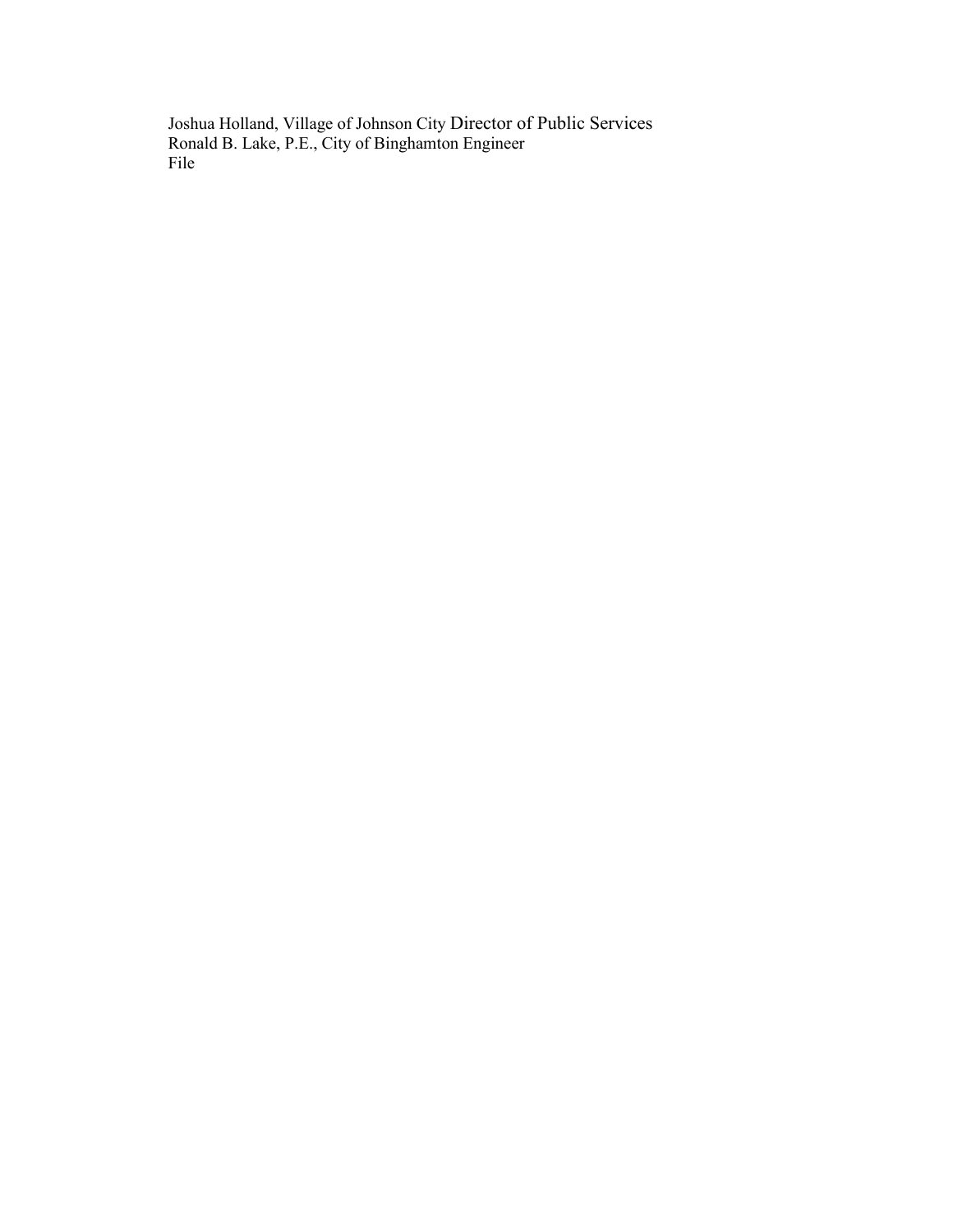Joshua Holland, Village of Johnson City Director of Public Services
Ronald B. Lake, P.E., City of Binghamton Engineer
File